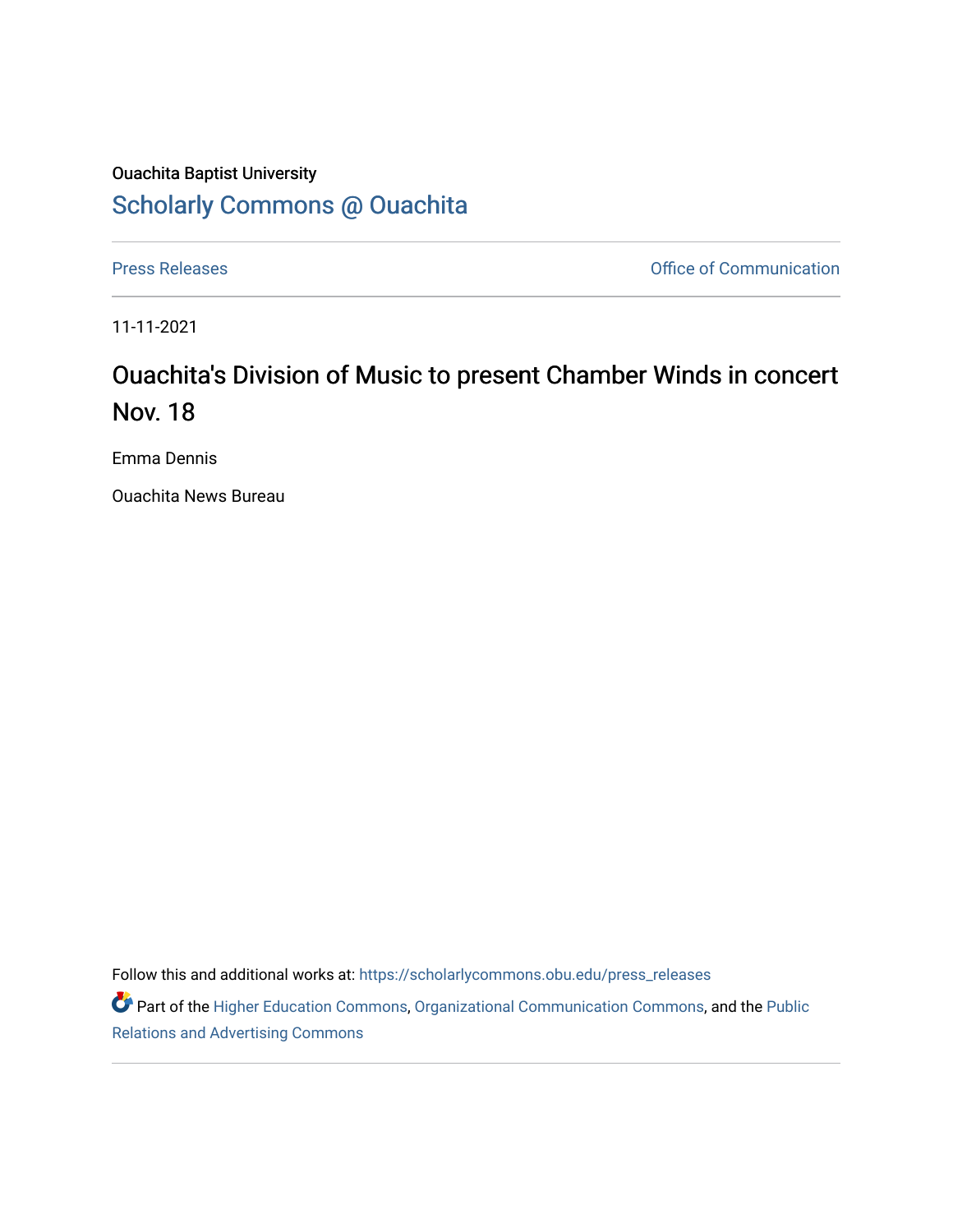Ouachita Baptist University

## Scholarly Commons @ Ouachita

Press Releases | Office of Communication

11-11-2021

# Ouachita's Division of Music to present Chamber Winds in concert Nov. 18

Emma Dennis

Ouachita News Bureau

Follow this and additional works at: https://scholarlycommons.obu.edu/press_releases

Part of the Higher Education Commons, Organizational Communication Commons, and the Public Relations and Advertising Commons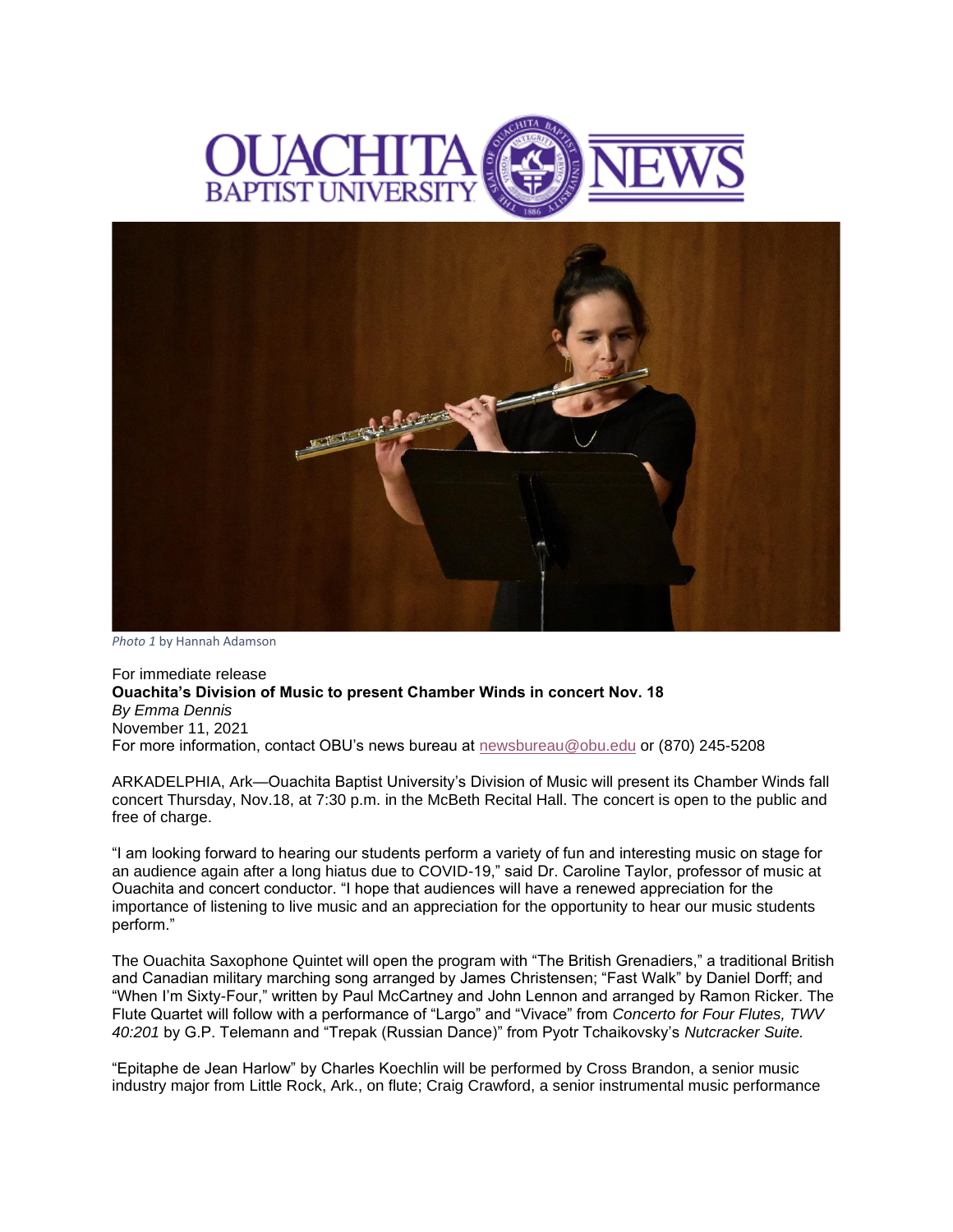Photo 1 by Hannah Adamson

For immediate release

**Ouachita's Division of Music to present Chamber Winds in concert Nov. 18**

*By Emma Dennis*

November 11, 2021

For more information, contact OBU's news bureau at newsbureau@obu.edu or (870) 245-5208

ARKADELPHIA, Ark—Ouachita Baptist University's Division of Music will present its Chamber Winds fall concert Thursday, Nov.18, at 7:30 p.m. in the McBeth Recital Hall. The concert is open to the public and free of charge.

"I am looking forward to hearing our students perform a variety of fun and interesting music on stage for an audience again after a long hiatus due to COVID-19," said Dr. Caroline Taylor, professor of music at Ouachita and concert conductor. "I hope that audiences will have a renewed appreciation for the importance of listening to live music and an appreciation for the opportunity to hear our music students perform."

The Ouachita Saxophone Quintet will open the program with "The British Grenadiers," a traditional British and Canadian military marching song arranged by James Christensen; "Fast Walk" by Daniel Dorff; and "When I'm Sixty-Four," written by Paul McCartney and John Lennon and arranged by Ramon Ricker. The Flute Quartet will follow with a performance of "Largo" and "Vivace" from *Concerto for Four Flutes, TWV 40:201* by G.P. Telemann and "Trepak (Russian Dance)" from Pyotr Tchaikovsky's *Nutcracker Suite.*

"Epitaphe de Jean Harlow" by Charles Koechlin will be performed by Cross Brandon, a senior music industry major from Little Rock, Ark., on flute; Craig Crawford, a senior instrumental music performance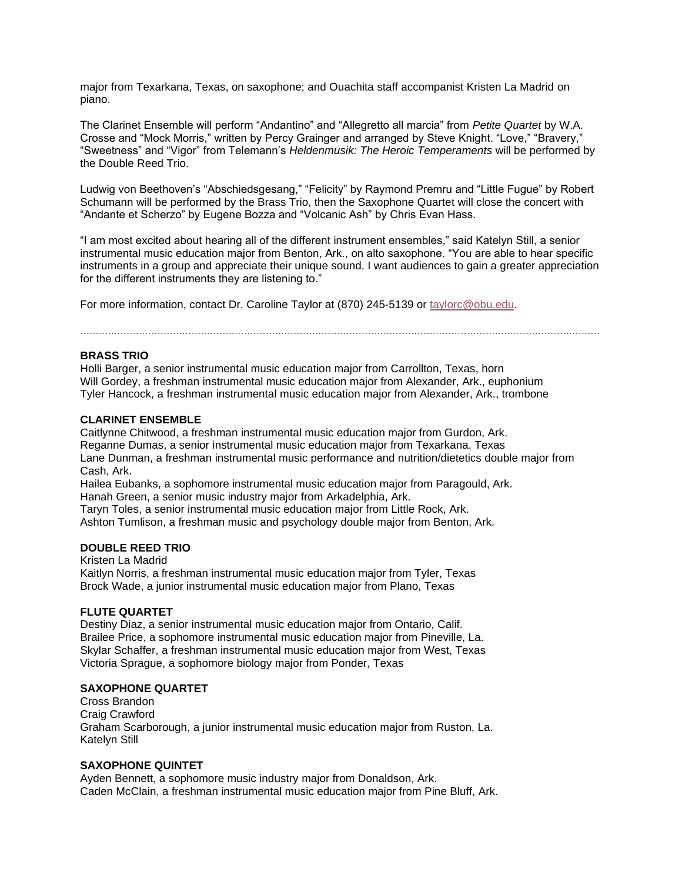major from Texarkana, Texas, on saxophone; and Ouachita staff accompanist Kristen La Madrid on piano.

The Clarinet Ensemble will perform "Andantino" and "Allegretto all marcia" from *Petite Quartet* by W.A. Crosse and "Mock Morris," written by Percy Grainger and arranged by Steve Knight. "Love," "Bravery," "Sweetness" and "Vigor" from Telemann's *Heldenmusik: The Heroic Temperaments* will be performed by the Double Reed Trio.

Ludwig von Beethoven's "Abschiedsgesang," "Felicity" by Raymond Premru and "Little Fugue" by Robert Schumann will be performed by the Brass Trio, then the Saxophone Quartet will close the concert with "Andante et Scherzo" by Eugene Bozza and "Volcanic Ash" by Chris Evan Hass.

"I am most excited about hearing all of the different instrument ensembles," said Katelyn Still, a senior instrumental music education major from Benton, Ark., on alto saxophone. "You are able to hear specific instruments in a group and appreciate their unique sound. I want audiences to gain a greater appreciation for the different instruments they are listening to."

For more information, contact Dr. Caroline Taylor at (870) 245-5139 or taylorc@obu.edu.

---

**BRASS TRIO**
Holli Barger, a senior instrumental music education major from Carrollton, Texas, horn
Will Gordey, a freshman instrumental music education major from Alexander, Ark., euphonium
Tyler Hancock, a freshman instrumental music education major from Alexander, Ark., trombone

**CLARINET ENSEMBLE**
Caitlynne Chitwood, a freshman instrumental music education major from Gurdon, Ark.
Reganne Dumas, a senior instrumental music education major from Texarkana, Texas
Lane Dunman, a freshman instrumental music performance and nutrition/dietetics double major from Cash, Ark.
Hailea Eubanks, a sophomore instrumental music education major from Paragould, Ark.
Hanah Green, a senior music industry major from Arkadelphia, Ark.
Taryn Toles, a senior instrumental music education major from Little Rock, Ark.
Ashton Tumlison, a freshman music and psychology double major from Benton, Ark.

**DOUBLE REED TRIO**
Kristen La Madrid
Kaitlyn Norris, a freshman instrumental music education major from Tyler, Texas
Brock Wade, a junior instrumental music education major from Plano, Texas

**FLUTE QUARTET**
Destiny Diaz, a senior instrumental music education major from Ontario, Calif.
Brailee Price, a sophomore instrumental music education major from Pineville, La.
Skylar Schaffer, a freshman instrumental music education major from West, Texas
Victoria Sprague, a sophomore biology major from Ponder, Texas

**SAXOPHONE QUARTET**
Cross Brandon
Craig Crawford
Graham Scarborough, a junior instrumental music education major from Ruston, La.
Katelyn Still

**SAXOPHONE QUINTET**
Ayden Bennett, a sophomore music industry major from Donaldson, Ark.
Caden McClain, a freshman instrumental music education major from Pine Bluff, Ark.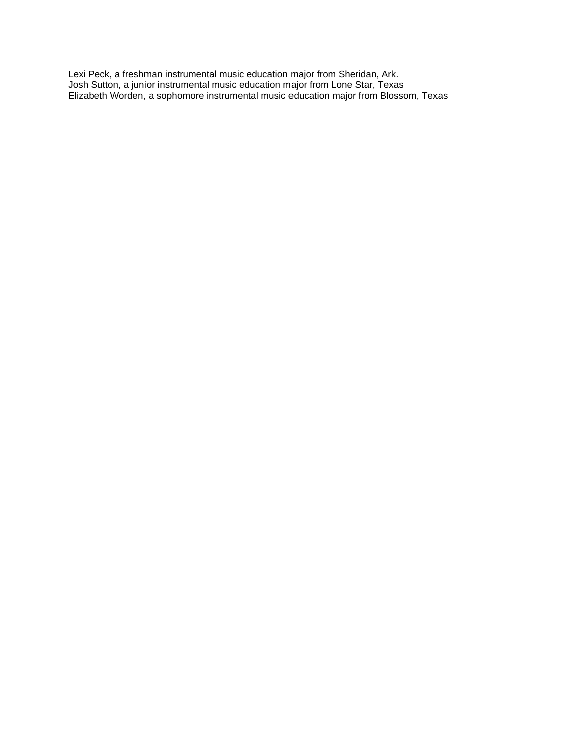Lexi Peck, a freshman instrumental music education major from Sheridan, Ark.
Josh Sutton, a junior instrumental music education major from Lone Star, Texas
Elizabeth Worden, a sophomore instrumental music education major from Blossom, Texas